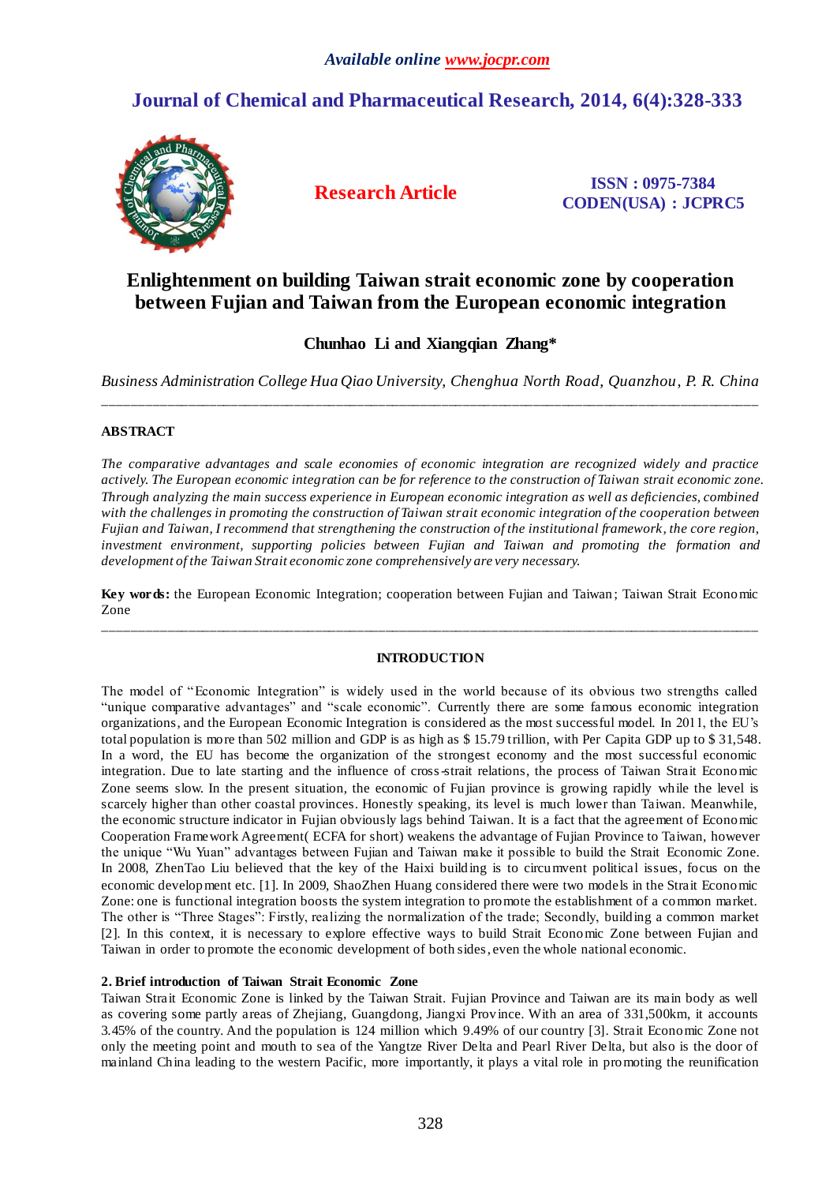*Available online www.jocpr.com*

# Journal of Chemical and Pharmaceutical Research, 2014, 6(4):328-333

**Research Article**

**ISSN : 0975-7384**
**CODEN(USA) : JCPRC5**

## Enlightenment on building Taiwan strait economic zone by cooperation between Fujian and Taiwan from the European economic integration

**Chunhao Li and Xiangqian Zhang***

*Business Administration College Hua Qiao University, Chenghua North Road, Quanzhou, P. R. China*

---

### ABSTRACT

*The comparative advantages and scale economies of economic integration are recognized widely and practice actively. The European economic integration can be for reference to the construction of Taiwan strait economic zone. Through analyzing the main success experience in European economic integration as well as deficiencies, combined with the challenges in promoting the construction of Taiwan strait economic integration of the cooperation between Fujian and Taiwan, I recommend that strengthening the construction of the institutional framework, the core region, investment environment, supporting policies between Fujian and Taiwan and promoting the formation and development of the Taiwan Strait economic zone comprehensively are very necessary.*

**Key words:** the European Economic Integration; cooperation between Fujian and Taiwan; Taiwan Strait Economic Zone

---

### INTRODUCTION

The model of "Economic Integration" is widely used in the world because of its obvious two strengths called "unique comparative advantages" and "scale economic". Currently there are some famous economic integration organizations, and the European Economic Integration is considered as the most successful model. In 2011, the EU's total population is more than 502 million and GDP is as high as $ 15.79 trillion, with Per Capita GDP up to $ 31,548. In a word, the EU has become the organization of the strongest economy and the most successful economic integration. Due to late starting and the influence of cross-strait relations, the process of Taiwan Strait Economic Zone seems slow. In the present situation, the economic of Fujian province is growing rapidly while the level is scarcely higher than other coastal provinces. Honestly speaking, its level is much lower than Taiwan. Meanwhile, the economic structure indicator in Fujian obviously lags behind Taiwan. It is a fact that the agreement of Economic Cooperation Framework Agreement( ECFA for short) weakens the advantage of Fujian Province to Taiwan, however the unique "Wu Yuan" advantages between Fujian and Taiwan make it possible to build the Strait Economic Zone. In 2008, ZhenTao Liu believed that the key of the Haixi building is to circumvent political issues, focus on the economic development etc. [1]. In 2009, ShaoZhen Huang considered there were two models in the Strait Economic Zone: one is functional integration boosts the system integration to promote the establishment of a common market. The other is "Three Stages": Firstly, realizing the normalization of the trade; Secondly, building a common market [2]. In this context, it is necessary to explore effective ways to build Strait Economic Zone between Fujian and Taiwan in order to promote the economic development of both sides, even the whole national economic.

#### 2. Brief introduction of Taiwan Strait Economic Zone

Taiwan Strait Economic Zone is linked by the Taiwan Strait. Fujian Province and Taiwan are its main body as well as covering some partly areas of Zhejiang, Guangdong, Jiangxi Province. With an area of 331,500km, it accounts 3.45% of the country. And the population is 124 million which 9.49% of our country [3]. Strait Economic Zone not only the meeting point and mouth to sea of the Yangtze River Delta and Pearl River Delta, but also is the door of mainland China leading to the western Pacific, more importantly, it plays a vital role in promoting the reunification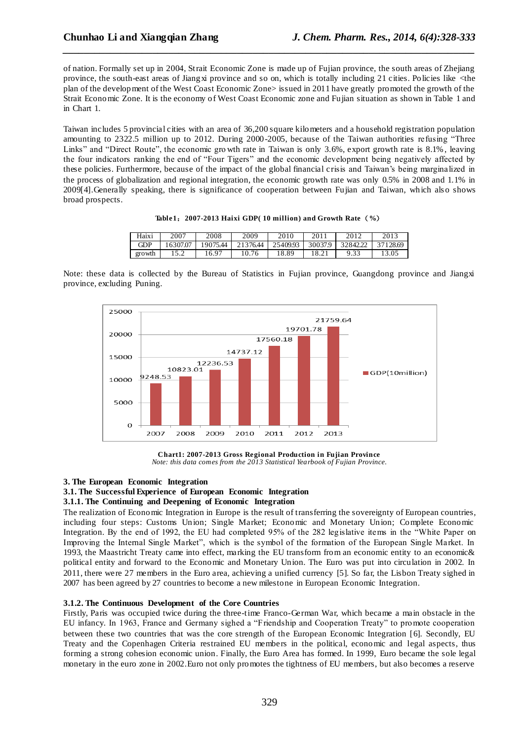of nation. Formally set up in 2004, Strait Economic Zone is made up of Fujian province, the south areas of Zhejiang province, the south-east areas of Jiangxi province and so on, which is totally including 21 cities. Policies like <the plan of the development of the West Coast Economic Zone> issued in 2011 have greatly promoted the growth of the Strait Economic Zone. It is the economy of West Coast Economic zone and Fujian situation as shown in Table 1 and in Chart 1.

Taiwan includes 5 provincial cities with an area of 36,200 square kilometers and a household registration population amounting to 2322.5 million up to 2012. During 2000-2005, because of the Taiwan authorities refusing "Three Links" and "Direct Route", the economic growth rate in Taiwan is only 3.6%, export growth rate is 8.1%, leaving the four indicators ranking the end of "Four Tigers" and the economic development being negatively affected by these policies. Furthermore, because of the impact of the global financial crisis and Taiwan's being marginalized in the process of globalization and regional integration, the economic growth rate was only 0.5% in 2008 and 1.1% in 2009[4]. Generally speaking, there is significance of cooperation between Fujian and Taiwan, which also shows broad prospects.

**Table1：2007-2013 Haixi GDP( 10 million) and Growth Rate（%)**

| Haixi | 2007 | 2008 | 2009 | 2010 | 2011 | 2012 | 2013 |
|---|---|---|---|---|---|---|---|
| GDP | 16307.07 | 19075.44 | 21376.44 | 25409.93 | 30037.9 | 32842.22 | 37128.69 |
| growth | 15.2 | 16.97 | 10.76 | 18.89 | 18.21 | 9.33 | 13.05 |

Note: these data is collected by the Bureau of Statistics in Fujian province, Guangdong province and Jiangxi province, excluding Puning.

**Chart1: 2007-2013 Gross Regional Production in Fujian Province**
*Note: this data comes from the 2013 Statistical Yearbook of Fujian Province.*

### 3. The European Economic Integration

#### 3.1. The Successful Experience of European Economic Integration

##### 3.1.1. The Continuing and Deepening of Economic Integration

The realization of Economic Integration in Europe is the result of transferring the sovereignty of European countries, including four steps: Customs Union; Single Market; Economic and Monetary Union; Complete Economic Integration. By the end of 1992, the EU had completed 95% of the 282 legislative items in the "White Paper on Improving the Internal Single Market", which is the symbol of the formation of the European Single Market. In 1993, the Maastricht Treaty came into effect, marking the EU transform from an economic entity to an economic& political entity and forward to the Economic and Monetary Union. The Euro was put into circulation in 2002. In 2011, there were 27 members in the Euro area, achieving a unified currency [5]. So far, the Lisbon Treaty sighed in 2007 has been agreed by 27 countries to become a new milestone in European Economic Integration.

##### 3.1.2. The Continuous Development of the Core Countries

Firstly, Paris was occupied twice during the three-time Franco-German War, which became a main obstacle in the EU infancy. In 1963, France and Germany sighed a "Friendship and Cooperation Treaty" to promote cooperation between these two countries that was the core strength of the European Economic Integration [6]. Secondly, EU Treaty and the Copenhagen Criteria restrained EU members in the political, economic and legal aspects, thus forming a strong cohesion economic union. Finally, the Euro Area has formed. In 1999, Euro became the sole legal monetary in the euro zone in 2002. Euro not only promotes the tightness of EU members, but also becomes a reserve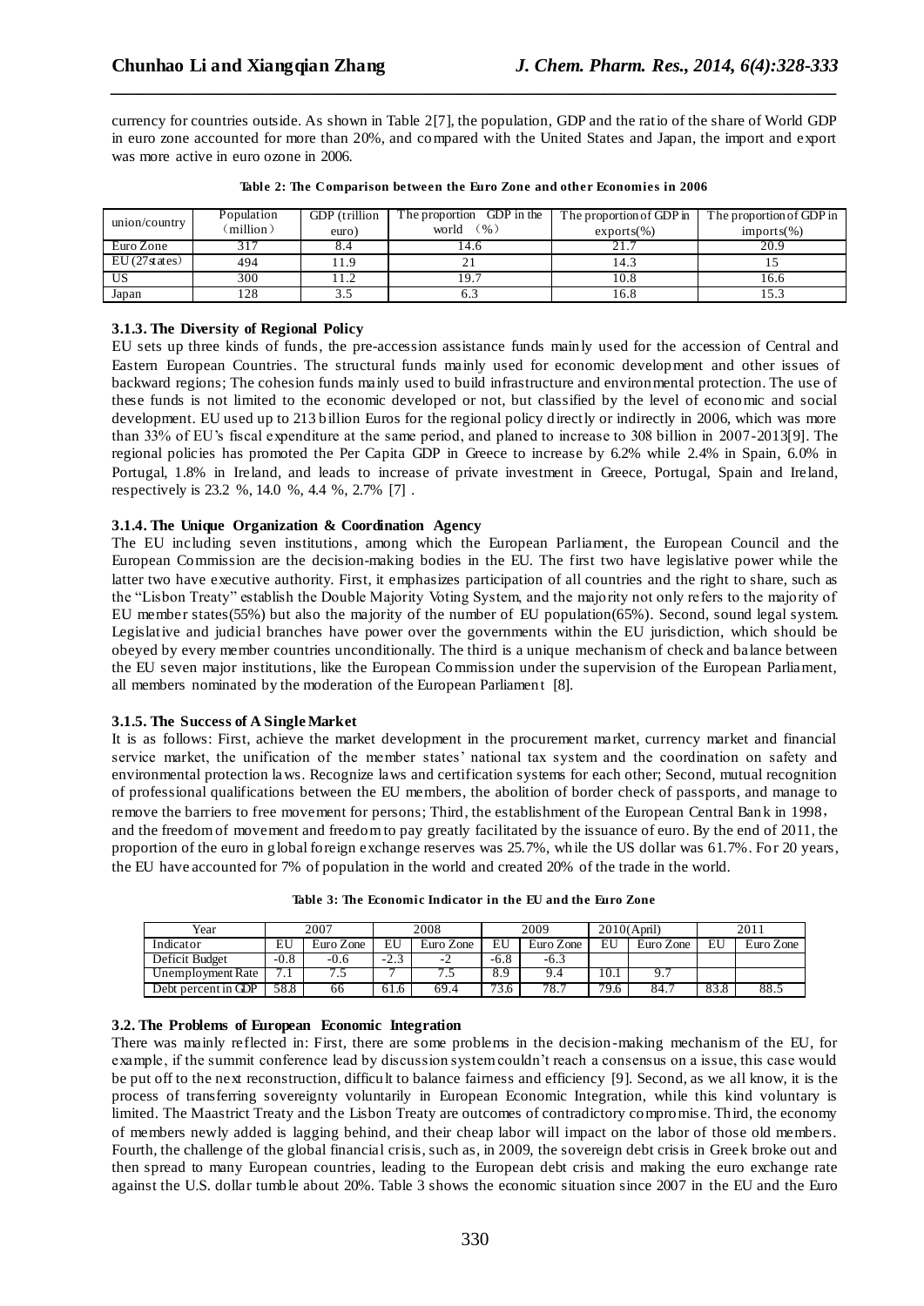currency for countries outside. As shown in Table 2[7], the population, GDP and the ratio of the share of World GDP in euro zone accounted for more than 20%, and compared with the United States and Japan, the import and export was more active in euro ozone in 2006.

**Table 2: The Comparison between the Euro Zone and other Economies in 2006**

| union/country | Population (million) | GDP (trillion euro) | The proportion GDP in the world (%) | The proportion of GDP in exports(%) | The proportion of GDP in imports(%) |
|---|---|---|---|---|---|
| Euro Zone | 317 | 8.4 | 14.6 | 21.7 | 20.9 |
| EU (27states) | 494 | 11.9 | 21 | 14.3 | 15 |
| US | 300 | 11.2 | 19.7 | 10.8 | 16.6 |
| Japan | 128 | 3.5 | 6.3 | 16.8 | 15.3 |

### 3.1.3. The Diversity of Regional Policy

EU sets up three kinds of funds, the pre-accession assistance funds mainly used for the accession of Central and Eastern European Countries. The structural funds mainly used for economic development and other issues of backward regions; The cohesion funds mainly used to build infrastructure and environmental protection. The use of these funds is not limited to the economic developed or not, but classified by the level of economic and social development. EU used up to 213 billion Euros for the regional policy directly or indirectly in 2006, which was more than 33% of EU's fiscal expenditure at the same period, and planed to increase to 308 billion in 2007-2013[9]. The regional policies has promoted the Per Capita GDP in Greece to increase by 6.2% while 2.4% in Spain, 6.0% in Portugal, 1.8% in Ireland, and leads to increase of private investment in Greece, Portugal, Spain and Ireland, respectively is 23.2 %, 14.0 %, 4.4 %, 2.7% [7] .

### 3.1.4. The Unique Organization & Coordination Agency

The EU including seven institutions, among which the European Parliament, the European Council and the European Commission are the decision-making bodies in the EU. The first two have legislative power while the latter two have executive authority. First, it emphasizes participation of all countries and the right to share, such as the "Lisbon Treaty" establish the Double Majority Voting System, and the majority not only refers to the majority of EU member states(55%) but also the majority of the number of EU population(65%). Second, sound legal system. Legislative and judicial branches have power over the governments within the EU jurisdiction, which should be obeyed by every member countries unconditionally. The third is a unique mechanism of check and balance between the EU seven major institutions, like the European Commission under the supervision of the European Parliament, all members nominated by the moderation of the European Parliament [8].

### 3.1.5. The Success of A Single Market

It is as follows: First, achieve the market development in the procurement market, currency market and financial service market, the unification of the member states' national tax system and the coordination on safety and environmental protection laws. Recognize laws and certification systems for each other; Second, mutual recognition of professional qualifications between the EU members, the abolition of border check of passports, and manage to remove the barriers to free movement for persons; Third, the establishment of the European Central Bank in 1998, and the freedom of movement and freedom to pay greatly facilitated by the issuance of euro. By the end of 2011, the proportion of the euro in global foreign exchange reserves was 25.7%, while the US dollar was 61.7%. For 20 years, the EU have accounted for 7% of population in the world and created 20% of the trade in the world.

**Table 3: The Economic Indicator in the EU and the Euro Zone**

| Year | 2007 | | 2008 | | 2009 | | 2010(April) | | 2011 | |
|---|---|---|---|---|---|---|---|---|---|---|
| Indicator | EU | Euro Zone | EU | Euro Zone | EU | Euro Zone | EU | Euro Zone | EU | Euro Zone |
| Deficit Budget | -0.8 | -0.6 | -2.3 | -2 | -6.8 | -6.3 | | | | |
| Unemployment Rate | 7.1 | 7.5 | 7 | 7.5 | 8.9 | 9.4 | 10.1 | 9.7 | | |
| Debt percent in GDP | 58.8 | 66 | 61.6 | 69.4 | 73.6 | 78.7 | 79.6 | 84.7 | 83.8 | 88.5 |

## 3.2. The Problems of European Economic Integration

There was mainly reflected in: First, there are some problems in the decision-making mechanism of the EU, for example, if the summit conference lead by discussion system couldn't reach a consensus on a issue, this case would be put off to the next reconstruction, difficult to balance fairness and efficiency [9]. Second, as we all know, it is the process of transferring sovereignty voluntarily in European Economic Integration, while this kind voluntary is limited. The Maastrict Treaty and the Lisbon Treaty are outcomes of contradictory compromise. Third, the economy of members newly added is lagging behind, and their cheap labor will impact on the labor of those old members. Fourth, the challenge of the global financial crisis, such as, in 2009, the sovereign debt crisis in Greek broke out and then spread to many European countries, leading to the European debt crisis and making the euro exchange rate against the U.S. dollar tumble about 20%. Table 3 shows the economic situation since 2007 in the EU and the Euro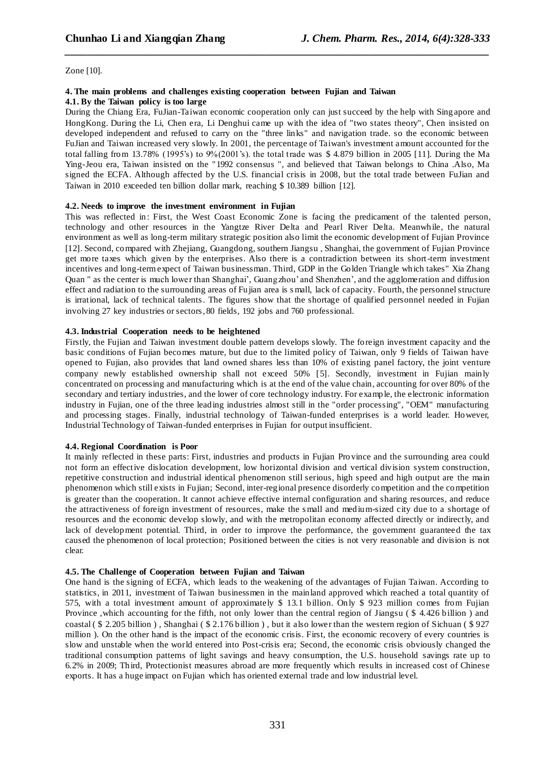Zone [10].

### 4. The main problems and challenges existing cooperation between Fujian and Taiwan

#### 4.1. By the Taiwan policy is too large

During the Chiang Era, FuJian-Taiwan economic cooperation only can just succeed by the help with Singapore and HongKong. During the Li, Chen era, Li Denghui came up with the idea of "two states theory", Chen insisted on developed independent and refused to carry on the "three links" and navigation trade. so the economic between FuJian and Taiwan increased very slowly. In 2001, the percentage of Taiwan's investment amount accounted for the total falling from 13.78% (1995's) to 9%(2001's). the total trade was $ 4.879 billion in 2005 [11]. During the Ma Ying-Jeou era, Taiwan insisted on the "1992 consensus ", and believed that Taiwan belongs to China .Also, Ma signed the ECFA. Although affected by the U.S. financial crisis in 2008, but the total trade between FuJian and Taiwan in 2010 exceeded ten billion dollar mark, reaching $ 10.389 billion [12].

#### 4.2. Needs to improve the investment environment in Fujian

This was reflected in: First, the West Coast Economic Zone is facing the predicament of the talented person, technology and other resources in the Yangtze River Delta and Pearl River Delta. Meanwhile, the natural environment as well as long-term military strategic position also limit the economic development of Fujian Province [12]. Second, compared with Zhejiang, Guangdong, southern Jiangsu , Shanghai, the government of Fujian Province get more taxes which given by the enterprises. Also there is a contradiction between its short-term investment incentives and long-term expect of Taiwan businessman. Third, GDP in the Golden Triangle which takes" Xia Zhang Quan " as the center is much lower than Shanghai', Guangzhou' and Shenzhen', and the agglomeration and diffusion effect and radiation to the surrounding areas of Fujian area is small, lack of capacity. Fourth, the personnel structure is irrational, lack of technical talents. The figures show that the shortage of qualified personnel needed in Fujian involving 27 key industries or sectors, 80 fields, 192 jobs and 760 professional.

#### 4.3. Industrial Cooperation needs to be heightened

Firstly, the Fujian and Taiwan investment double pattern develops slowly. The foreign investment capacity and the basic conditions of Fujian becomes mature, but due to the limited policy of Taiwan, only 9 fields of Taiwan have opened to Fujian, also provides that land owned shares less than 10% of existing panel factory, the joint venture company newly established ownership shall not exceed 50% [5]. Secondly, investment in Fujian mainly concentrated on processing and manufacturing which is at the end of the value chain, accounting for over 80% of the secondary and tertiary industries, and the lower of core technology industry. For example, the electronic information industry in Fujian, one of the three leading industries almost still in the "order processing", "OEM" manufacturing and processing stages. Finally, industrial technology of Taiwan-funded enterprises is a world leader. However, Industrial Technology of Taiwan-funded enterprises in Fujian for output insufficient.

#### 4.4. Regional Coordination is Poor

It mainly reflected in these parts: First, industries and products in Fujian Province and the surrounding area could not form an effective dislocation development, low horizontal division and vertical division system construction, repetitive construction and industrial identical phenomenon still serious, high speed and high output are the main phenomenon which still exists in Fujian; Second, inter-regional presence disorderly competition and the competition is greater than the cooperation. It cannot achieve effective internal configuration and sharing resources, and reduce the attractiveness of foreign investment of resources, make the small and medium-sized city due to a shortage of resources and the economic develop slowly, and with the metropolitan economy affected directly or indirectly, and lack of development potential. Third, in order to improve the performance, the government guaranteed the tax caused the phenomenon of local protection; Positioned between the cities is not very reasonable and division is not clear.

#### 4.5. The Challenge of Cooperation between Fujian and Taiwan

One hand is the signing of ECFA, which leads to the weakening of the advantages of Fujian Taiwan. According to statistics, in 2011, investment of Taiwan businessmen in the mainland approved which reached a total quantity of 575, with a total investment amount of approximately $ 13.1 billion. Only $ 923 million comes from Fujian Province ,which accounting for the fifth, not only lower than the central region of Jiangsu ( $ 4.426 billion ) and coastal ( $ 2.205 billion ) , Shanghai ( $ 2.176 billion ) , but it also lower than the western region of Sichuan ( $ 927 million ). On the other hand is the impact of the economic crisis. First, the economic recovery of every countries is slow and unstable when the world entered into Post-crisis era; Second, the economic crisis obviously changed the traditional consumption patterns of light savings and heavy consumption, the U.S. household savings rate up to 6.2% in 2009; Third, Protectionist measures abroad are more frequently which results in increased cost of Chinese exports. It has a huge impact on Fujian which has oriented external trade and low industrial level.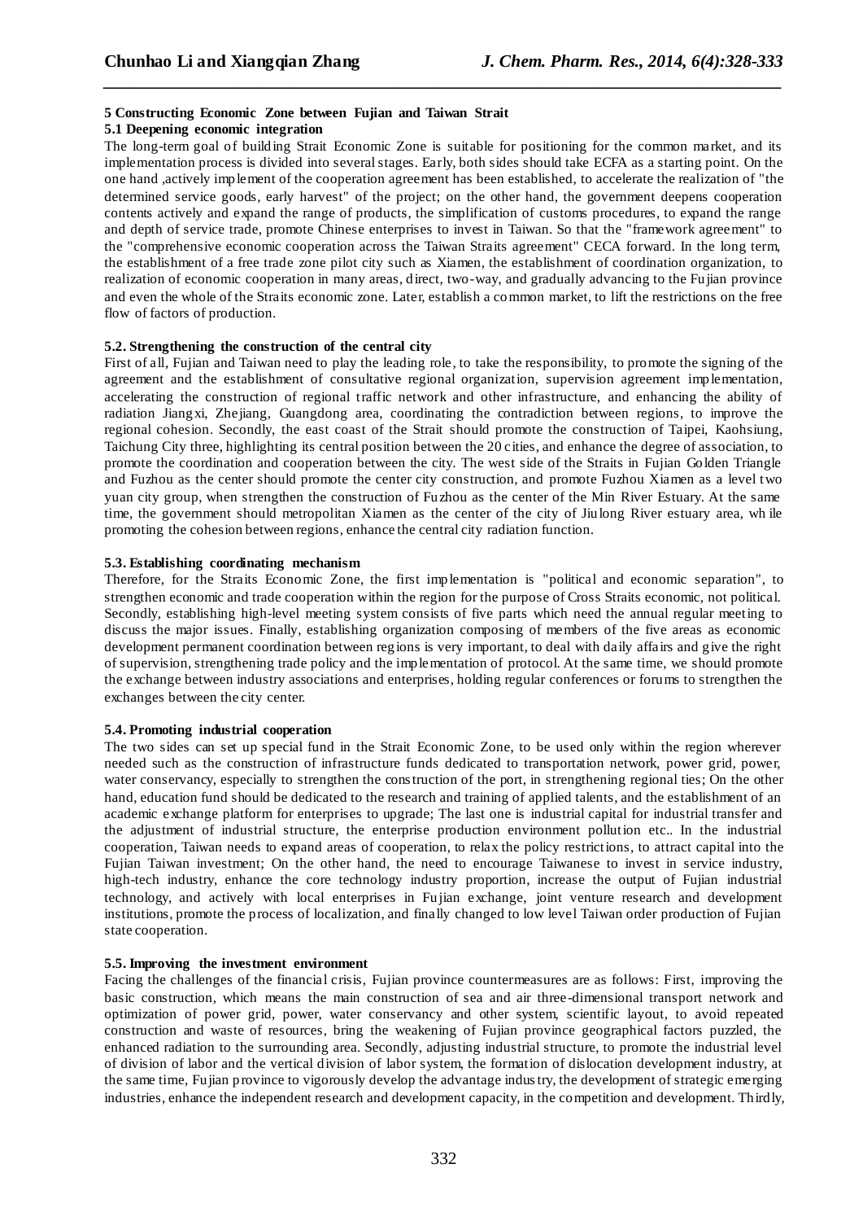## 5 Constructing Economic Zone between Fujian and Taiwan Strait

### 5.1 Deepening economic integration

The long-term goal of building Strait Economic Zone is suitable for positioning for the common market, and its implementation process is divided into several stages. Early, both sides should take ECFA as a starting point. On the one hand ,actively implement of the cooperation agreement has been established, to accelerate the realization of "the determined service goods, early harvest" of the project; on the other hand, the government deepens cooperation contents actively and expand the range of products, the simplification of customs procedures, to expand the range and depth of service trade, promote Chinese enterprises to invest in Taiwan. So that the "framework agreement" to the "comprehensive economic cooperation across the Taiwan Straits agreement" CECA forward. In the long term, the establishment of a free trade zone pilot city such as Xiamen, the establishment of coordination organization, to realization of economic cooperation in many areas, direct, two-way, and gradually advancing to the Fujian province and even the whole of the Straits economic zone. Later, establish a common market, to lift the restrictions on the free flow of factors of production.

### 5.2. Strengthening the construction of the central city

First of all, Fujian and Taiwan need to play the leading role, to take the responsibility, to promote the signing of the agreement and the establishment of consultative regional organization, supervision agreement implementation, accelerating the construction of regional traffic network and other infrastructure, and enhancing the ability of radiation Jiangxi, Zhejiang, Guangdong area, coordinating the contradiction between regions, to improve the regional cohesion. Secondly, the east coast of the Strait should promote the construction of Taipei, Kaohsiung, Taichung City three, highlighting its central position between the 20 cities, and enhance the degree of association, to promote the coordination and cooperation between the city. The west side of the Straits in Fujian Golden Triangle and Fuzhou as the center should promote the center city construction, and promote Fuzhou Xiamen as a level two yuan city group, when strengthen the construction of Fuzhou as the center of the Min River Estuary. At the same time, the government should metropolitan Xiamen as the center of the city of Jiulong River estuary area, while promoting the cohesion between regions, enhance the central city radiation function.

### 5.3. Establishing coordinating mechanism

Therefore, for the Straits Economic Zone, the first implementation is "political and economic separation", to strengthen economic and trade cooperation within the region for the purpose of Cross Straits economic, not political. Secondly, establishing high-level meeting system consists of five parts which need the annual regular meeting to discuss the major issues. Finally, establishing organization composing of members of the five areas as economic development permanent coordination between regions is very important, to deal with daily affairs and give the right of supervision, strengthening trade policy and the implementation of protocol. At the same time, we should promote the exchange between industry associations and enterprises, holding regular conferences or forums to strengthen the exchanges between the city center.

### 5.4. Promoting industrial cooperation

The two sides can set up special fund in the Strait Economic Zone, to be used only within the region wherever needed such as the construction of infrastructure funds dedicated to transportation network, power grid, power, water conservancy, especially to strengthen the construction of the port, in strengthening regional ties; On the other hand, education fund should be dedicated to the research and training of applied talents, and the establishment of an academic exchange platform for enterprises to upgrade; The last one is industrial capital for industrial transfer and the adjustment of industrial structure, the enterprise production environment pollution etc.. In the industrial cooperation, Taiwan needs to expand areas of cooperation, to relax the policy restrictions, to attract capital into the Fujian Taiwan investment; On the other hand, the need to encourage Taiwanese to invest in service industry, high-tech industry, enhance the core technology industry proportion, increase the output of Fujian industrial technology, and actively with local enterprises in Fujian exchange, joint venture research and development institutions, promote the process of localization, and finally changed to low level Taiwan order production of Fujian state cooperation.

### 5.5. Improving the investment environment

Facing the challenges of the financial crisis, Fujian province countermeasures are as follows: First, improving the basic construction, which means the main construction of sea and air three-dimensional transport network and optimization of power grid, power, water conservancy and other system, scientific layout, to avoid repeated construction and waste of resources, bring the weakening of Fujian province geographical factors puzzled, the enhanced radiation to the surrounding area. Secondly, adjusting industrial structure, to promote the industrial level of division of labor and the vertical division of labor system, the formation of dislocation development industry, at the same time, Fujian province to vigorously develop the advantage industry, the development of strategic emerging industries, enhance the independent research and development capacity, in the competition and development. Thirdly,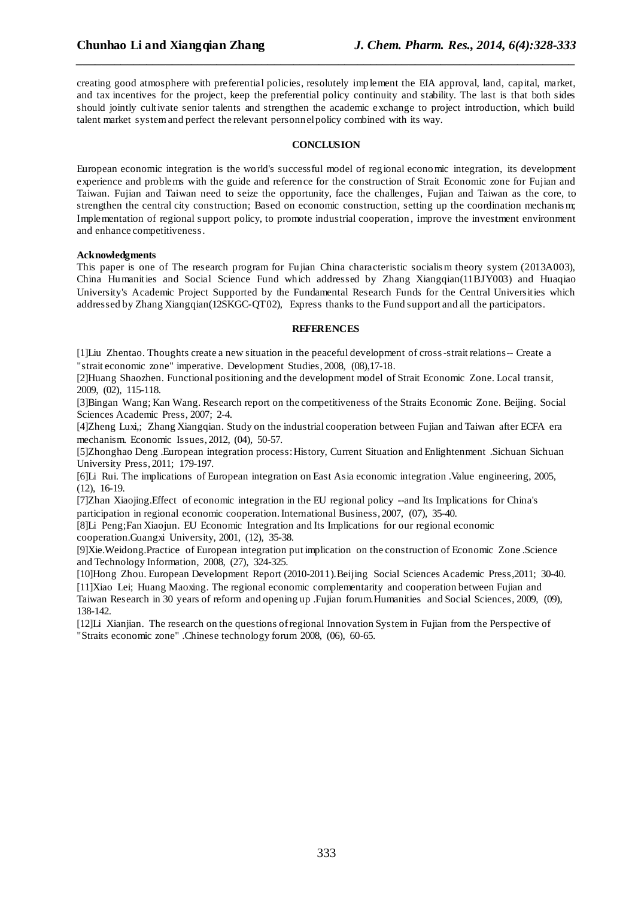creating good atmosphere with preferential policies, resolutely implement the EIA approval, land, capital, market, and tax incentives for the project, keep the preferential policy continuity and stability. The last is that both sides should jointly cultivate senior talents and strengthen the academic exchange to project introduction, which build talent market system and perfect the relevant personnel policy combined with its way.

## CONCLUSION

European economic integration is the world's successful model of regional economic integration, its development experience and problems with the guide and reference for the construction of Strait Economic zone for Fujian and Taiwan. Fujian and Taiwan need to seize the opportunity, face the challenges, Fujian and Taiwan as the core, to strengthen the central city construction; Based on economic construction, setting up the coordination mechanism; Implementation of regional support policy, to promote industrial cooperation, improve the investment environment and enhance competitiveness.

**Acknowledgments**

This paper is one of The research program for Fujian China characteristic socialism theory system (2013A003), China Humanities and Social Science Fund which addressed by Zhang Xiangqian(11BJY003) and Huaqiao University's Academic Project Supported by the Fundamental Research Funds for the Central Universities which addressed by Zhang Xiangqian(12SKGC-QT02), Express thanks to the Fund support and all the participators.

## REFERENCES

[1]Liu Zhentao. Thoughts create a new situation in the peaceful development of cross-strait relations-- Create a "strait economic zone" imperative. Development Studies, 2008, (08),17-18.

[2]Huang Shaozhen. Functional positioning and the development model of Strait Economic Zone. Local transit, 2009, (02), 115-118.

[3]Bingan Wang; Kan Wang. Research report on the competitiveness of the Straits Economic Zone. Beijing. Social Sciences Academic Press, 2007; 2-4.

[4]Zheng Luxi,; Zhang Xiangqian. Study on the industrial cooperation between Fujian and Taiwan after ECFA era mechanism. Economic Issues, 2012, (04), 50-57.

[5]Zhonghao Deng .European integration process: History, Current Situation and Enlightenment .Sichuan Sichuan University Press, 2011; 179-197.

[6]Li Rui. The implications of European integration on East Asia economic integration .Value engineering, 2005, (12), 16-19.

[7]Zhan Xiaojing.Effect of economic integration in the EU regional policy --and Its Implications for China's participation in regional economic cooperation. International Business, 2007, (07), 35-40.

[8]Li Peng;Fan Xiaojun. EU Economic Integration and Its Implications for our regional economic cooperation.Guangxi University, 2001, (12), 35-38.

[9]Xie.Weidong.Practice of European integration put implication on the construction of Economic Zone .Science and Technology Information, 2008, (27), 324-325.

[10]Hong Zhou. European Development Report (2010-2011).Beijing Social Sciences Academic Press,2011; 30-40.

[11]Xiao Lei; Huang Maoxing. The regional economic complementarity and cooperation between Fujian and Taiwan Research in 30 years of reform and opening up .Fujian forum.Humanities and Social Sciences, 2009, (09), 138-142.

[12]Li Xianjian. The research on the questions of regional Innovation System in Fujian from the Perspective of "Straits economic zone" .Chinese technology forum 2008, (06), 60-65.